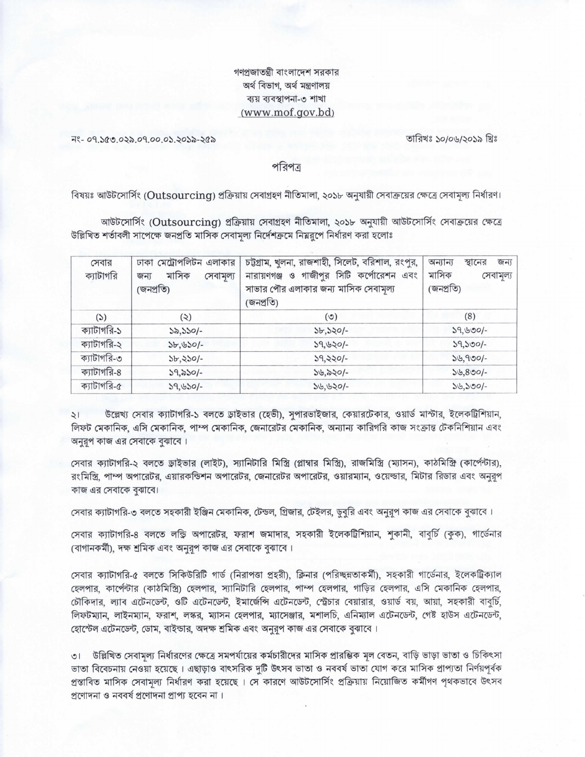গণপ্রজাতন্ত্রী বাংলাদেশ সরকার
অর্থ বিভাগ, অর্থ মন্ত্রণালয়
ব্যয় ব্যবস্থাপনা-৩ শাখা
(www.mof.gov.bd)

নং- ০৭.১৫৩.০২৯.০৭.০০.০১.২০১৯-২৫৯ তারিখঃ ১০/০৬/২০১৯ খ্রিঃ

## পরিপত্র

বিষয়ঃ আউটসোর্সিং (Outsourcing) প্রক্রিয়ায় সেবাগ্রহণ নীতিমালা, ২০১৮ অনুযায়ী সেবাক্রয়ের ক্ষেত্রে সেবামূল্য নির্ধারণ।

আউটসোর্সিং (Outsourcing) প্রক্রিয়ায় সেবাগ্রহণ নীতিমালা, ২০১৮ অনুযায়ী আউটসোর্সিং সেবাক্রয়ের ক্ষেত্রে উল্লিখিত শর্তাবলী সাপেক্ষে জনপ্রতি মাসিক সেবামূল্য নির্দেশক্রমে নিম্নরূপে নির্ধারণ করা হলোঃ

| সেবার ক্যাটাগরি | ঢাকা মেট্রোপলিটন এলাকার জন্য মাসিক সেবামূল্য (জনপ্রতি) | চট্টগ্রাম, খুলনা, রাজশাহী, সিলেট, বরিশাল, রংপুর, নারায়ণগঞ্জ ও গাজীপুর সিটি কর্পোরেশন এবং সাভার পৌর এলাকার জন্য মাসিক সেবামূল্য (জনপ্রতি) | অন্যান্য স্থানের জন্য মাসিক সেবামূল্য (জনপ্রতি) |
|---|---|---|---|
| (১) | (২) | (৩) | (৪) |
| ক্যাটাগরি-১ | ১৯,১১০/- | ১৮,১২০/- | ১৭,৬৩০/- |
| ক্যাটাগরি-২ | ১৮,৬১০/- | ১৭,৬২০/- | ১৭,১৩০/- |
| ক্যাটাগরি-৩ | ১৮,২১০/- | ১৭,২২০/- | ১৬,৭৩০/- |
| ক্যাটাগরি-৪ | ১৭,৯১০/- | ১৬,৯২০/- | ১৬,৪৩০/- |
| ক্যাটাগরি-৫ | ১৭,৬১০/- | ১৬,৬২০/- | ১৬,১৩০/- |

২। উল্লেখ্য সেবার ক্যাটাগরি-১ বলতে ড্রাইভার (হেভী), সুপারভাইজার, কেয়ারটেকার, ওয়ার্ড মাস্টার, ইলেকট্রিশিয়ান, লিফট মেকানিক, এসি মেকানিক, পাম্প মেকানিক, জেনারেটর মেকানিক, অন্যান্য কারিগরি কাজ সংক্রান্ত টেকনিশিয়ান এবং অনুরূপ কাজ এর সেবাকে বুঝাবে।

সেবার ক্যাটাগরি-২ বলতে ড্রাইভার (লাইট), স্যানিটারি মিস্ত্রি (প্লাম্বার মিস্ত্রি), রাজমিস্ত্রি (ম্যাসন), কাঠমিস্ত্রি (কার্পেন্টার), রংমিস্ত্রি, পাম্প অপারেটর, এয়ারকন্ডিশন অপারেটর, জেনারেটর অপারেটর, ওয়ারম্যান, ওয়েল্ডার, মিটার রিডার এবং অনুরূপ কাজ এর সেবাকে বুঝাবে।

সেবার ক্যাটাগরি-৩ বলতে সহকারী ইঞ্জিন মেকানিক, টেন্ডল, গ্রিজার, টেইলর, ডুবুরি এবং অনুরূপ কাজ এর সেবাকে বুঝাবে।

সেবার ক্যাটাগরি-৪ বলতে লন্ড্রি অপারেটর, ফরাশ জমাদার, সহকারী ইলেকট্রিশিয়ান, শুকানী, বাবুর্চি (কুক), গার্ডেনার (বাগানকর্মী), দক্ষ শ্রমিক এবং অনুরূপ কাজ এর সেবাকে বুঝাবে।

সেবার ক্যাটাগরি-৫ বলতে সিকিউরিটি গার্ড (নিরাপত্তা প্রহরী), ক্লিনার (পরিচ্ছন্নতাকর্মী), সহকারী গার্ডেনার, ইলেকট্রিক্যাল হেলপার, কার্পেন্টার (কাঠমিস্ত্রি) হেলপার, স্যানিটারি হেলপার, পাম্প হেলপার, গাড়ির হেলপার, এসি মেকানিক হেলপার, চৌকিদার, ল্যাব এটেনডেন্ট, ওটি এটেনডেন্ট, ইমার্জেন্সি এটেনডেন্ট, স্ট্রেচার বেয়ারার, ওয়ার্ড বয়, আয়া, সহকারী বাবুর্চি, লিফটম্যান, লাইনম্যান, ফরাশ, লস্কর, ম্যাসন হেলপার, ম্যাসেঞ্জার, মশালচি, এনিম্যাল এটেনডেন্ট, গেষ্ট হাউস এটেনডেন্ট, হোস্টেল এটেনডেন্ট, ডোম, বাইন্ডার, অদক্ষ শ্রমিক এবং অনুরূপ কাজ এর সেবাকে বুঝাবে।

৩। উল্লিখিত সেবামূল্য নির্ধারণের ক্ষেত্রে সমপর্যায়ের কর্মচারীদের মাসিক প্রারম্ভিক মূল বেতন, বাড়ি ভাড়া ভাতা ও চিকিৎসা ভাতা বিবেচনায় নেওয়া হয়েছে। এছাড়াও বাৎসরিক দুটি উৎসব ভাতা ও নববর্ষ ভাতা যোগ করে মাসিক প্রাপ্যতা নির্ণয়পূর্বক প্রস্তাবিত মাসিক সেবামূল্য নির্ধারণ করা হয়েছে। সে কারণে আউটসোর্সিং প্রক্রিয়ায় নিয়োজিত কর্মীগণ পৃথকভাবে উৎসব প্রণোদনা ও নববর্ষ প্রণোদনা প্রাপ্য হবেন না।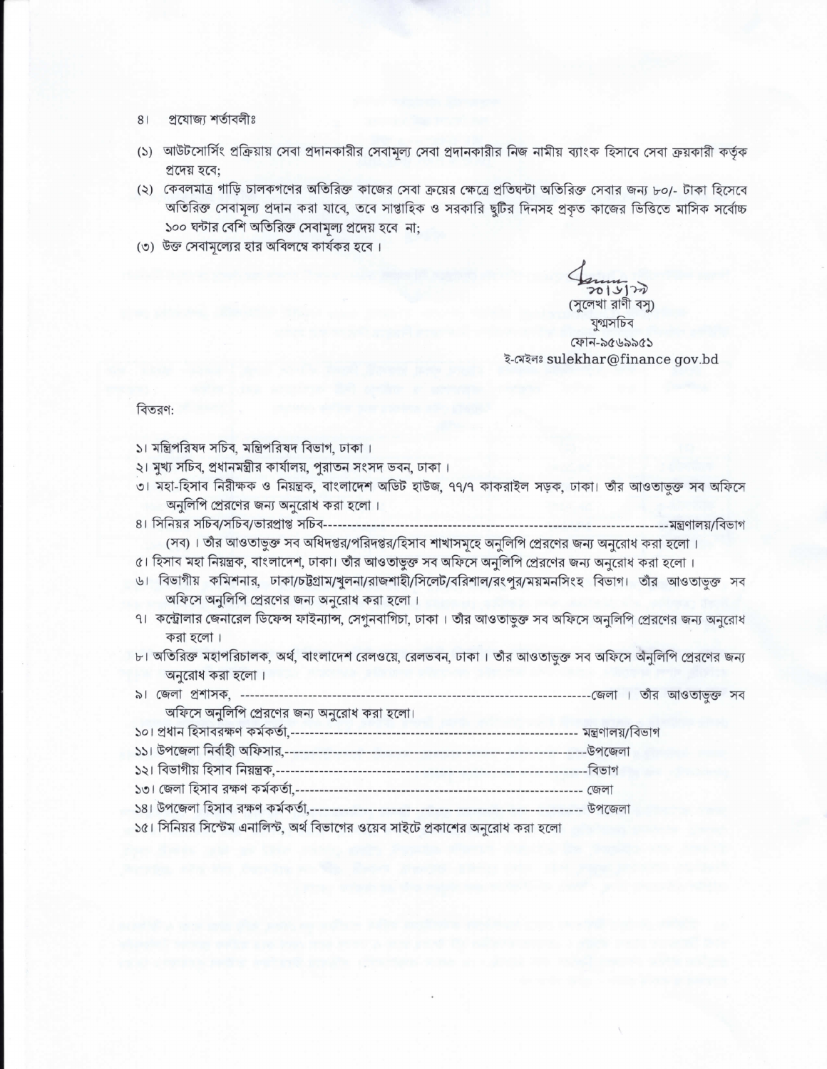৪। প্রযোজ্য শর্তাবলীঃ

(১) আউটসোর্সিং প্রক্রিয়ায় সেবা প্রদানকারীর সেবামূল্য সেবা প্রদানকারীর নিজ নামীয় ব্যাংক হিসাবে সেবা ক্রয়কারী কর্তৃক প্রদেয় হবে;

(২) কেবলমাত্র গাড়ি চালকগণের অতিরিক্ত কাজের সেবা ক্রয়ের ক্ষেত্রে প্রতিঘন্টা অতিরিক্ত সেবার জন্য ৮০/- টাকা হিসেবে অতিরিক্ত সেবামূল্য প্রদান করা যাবে, তবে সাপ্তাহিক ও সরকারি ছুটির দিনসহ প্রকৃত কাজের ভিত্তিতে মাসিক সর্বোচ্চ ১০০ ঘন্টার বেশি অতিরিক্ত সেবামূল্য প্রদেয় হবে না;

(৩) উক্ত সেবামূল্যের হার অবিলম্বে কার্যকর হবে।

২০।৬।১৭

(সুলেখা রাণী বসু)
যুগ্মসচিব
ফোন-৯৫৬৯৯৫১
ই-মেইলঃ sulekhar@finance gov.bd

বিতরণ:

১। মন্ত্রিপরিষদ সচিব, মন্ত্রিপরিষদ বিভাগ, ঢাকা।

২। মুখ্য সচিব, প্রধানমন্ত্রীর কার্যালয়, পুরাতন সংসদ ভবন, ঢাকা।

৩। মহা-হিসাব নিরীক্ষক ও নিয়ন্ত্রক, বাংলাদেশ অডিট হাউজ, ৭৭/৭ কাকরাইল সড়ক, ঢাকা। তাঁর আওতাভুক্ত সব অফিসে অনুলিপি প্রেরণের জন্য অনুরোধ করা হলো।

৪। সিনিয়র সচিব/সচিব/ভারপ্রাপ্ত সচিব----------------------------------------------------------------মন্ত্রণালয়/বিভাগ (সব)। তাঁর আওতাভুক্ত সব অধিদপ্তর/পরিদপ্তর/হিসাব শাখাসমূহে অনুলিপি প্রেরণের জন্য অনুরোধ করা হলো।

৫। হিসাব মহা নিয়ন্ত্রক, বাংলাদেশ, ঢাকা। তাঁর আওতাভুক্ত সব অফিসে অনুলিপি প্রেরণের জন্য অনুরোধ করা হলো।

৬। বিভাগীয় কমিশনার, ঢাকা/চট্টগ্রাম/খুলনা/রাজশাহী/সিলেট/বরিশাল/রংপুর/ময়মনসিংহ বিভাগ। তাঁর আওতাভুক্ত সব অফিসে অনুলিপি প্রেরণের জন্য অনুরোধ করা হলো।

৭। কন্ট্রোলার জেনারেল ডিফেন্স ফাইন্যান্স, সেগুনবাগিচা, ঢাকা। তাঁর আওতাভুক্ত সব অফিসে অনুলিপি প্রেরণের জন্য অনুরোধ করা হলো।

৮। অতিরিক্ত মহাপরিচালক, অর্থ, বাংলাদেশ রেলওয়ে, রেলভবন, ঢাকা। তাঁর আওতাভুক্ত সব অফিসে অনুলিপি প্রেরণের জন্য অনুরোধ করা হলো।

৯। জেলা প্রশাসক, ---------------------------------------------------------------------------জেলা। তাঁর আওতাভুক্ত সব অফিসে অনুলিপি প্রেরণের জন্য অনুরোধ করা হলো।

১০। প্রধান হিসাবরক্ষণ কর্মকর্তা,---------------------------------------------------------- মন্ত্রণালয়/বিভাগ

১১। উপজেলা নির্বাহী অফিসার,---------------------------------------------------------------উপজেলা

১২। বিভাগীয় হিসাব নিয়ন্ত্রক,------------------------------------------------------------------বিভাগ

১৩। জেলা হিসাব রক্ষণ কর্মকর্তা,--------------------------------------------------------------- জেলা

১৪। উপজেলা হিসাব রক্ষণ কর্মকর্তা,-------------------------------------------------------- উপজেলা

১৫। সিনিয়র সিস্টেম এনালিস্ট, অর্থ বিভাগের ওয়েব সাইটে প্রকাশের অনুরোধ করা হলো